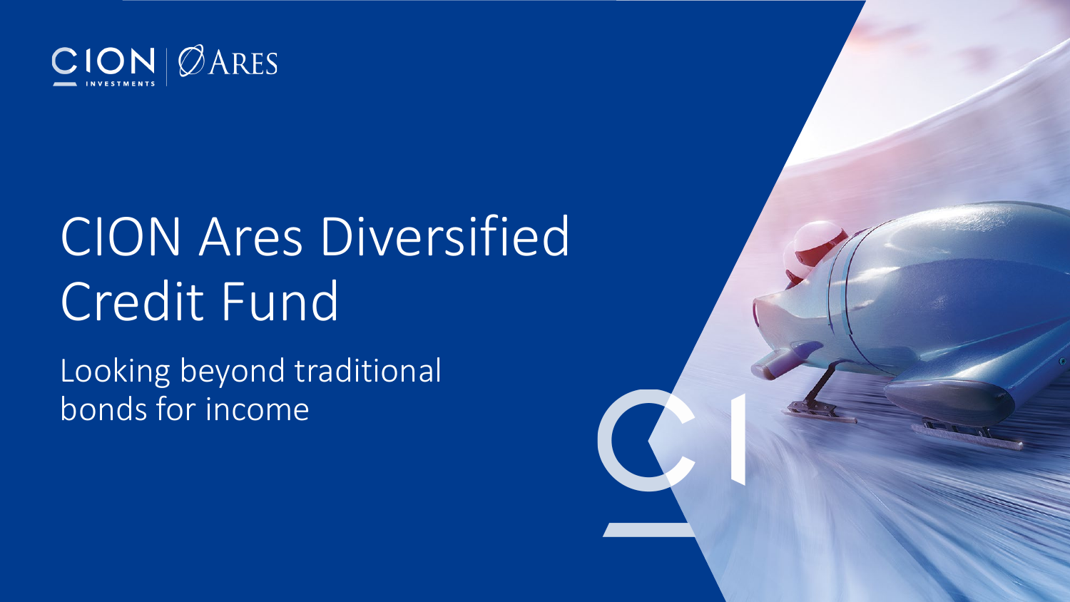CION INVESTMENTS | ARES

# CION Ares Diversified Credit Fund

## Looking beyond traditional bonds for income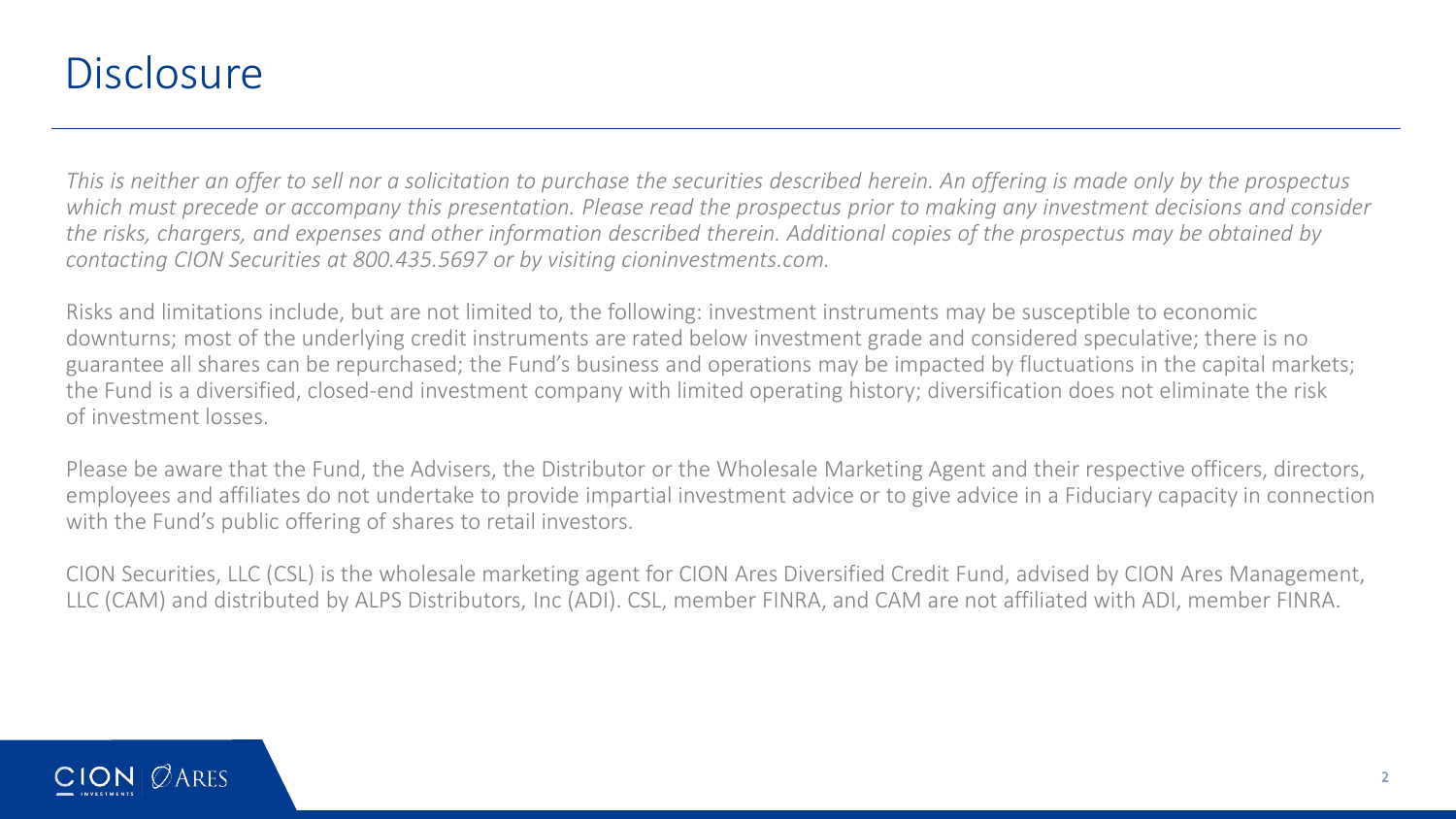# Disclosure

*This is neither an offer to sell nor a solicitation to purchase the securities described herein. An offering is made only by the prospectus which must precede or accompany this presentation. Please read the prospectus prior to making any investment decisions and consider the risks, chargers, and expenses and other information described therein. Additional copies of the prospectus may be obtained by contacting CION Securities at 800.435.5697 or by visiting cioninvestments.com.*

Risks and limitations include, but are not limited to, the following: investment instruments may be susceptible to economic downturns; most of the underlying credit instruments are rated below investment grade and considered speculative; there is no guarantee all shares can be repurchased; the Fund's business and operations may be impacted by fluctuations in the capital markets; the Fund is a diversified, closed-end investment company with limited operating history; diversification does not eliminate the risk of investment losses.

Please be aware that the Fund, the Advisers, the Distributor or the Wholesale Marketing Agent and their respective officers, directors, employees and affiliates do not undertake to provide impartial investment advice or to give advice in a Fiduciary capacity in connection with the Fund's public offering of shares to retail investors.

CION Securities, LLC (CSL) is the wholesale marketing agent for CION Ares Diversified Credit Fund, advised by CION Ares Management, LLC (CAM) and distributed by ALPS Distributors, Inc (ADI). CSL, member FINRA, and CAM are not affiliated with ADI, member FINRA.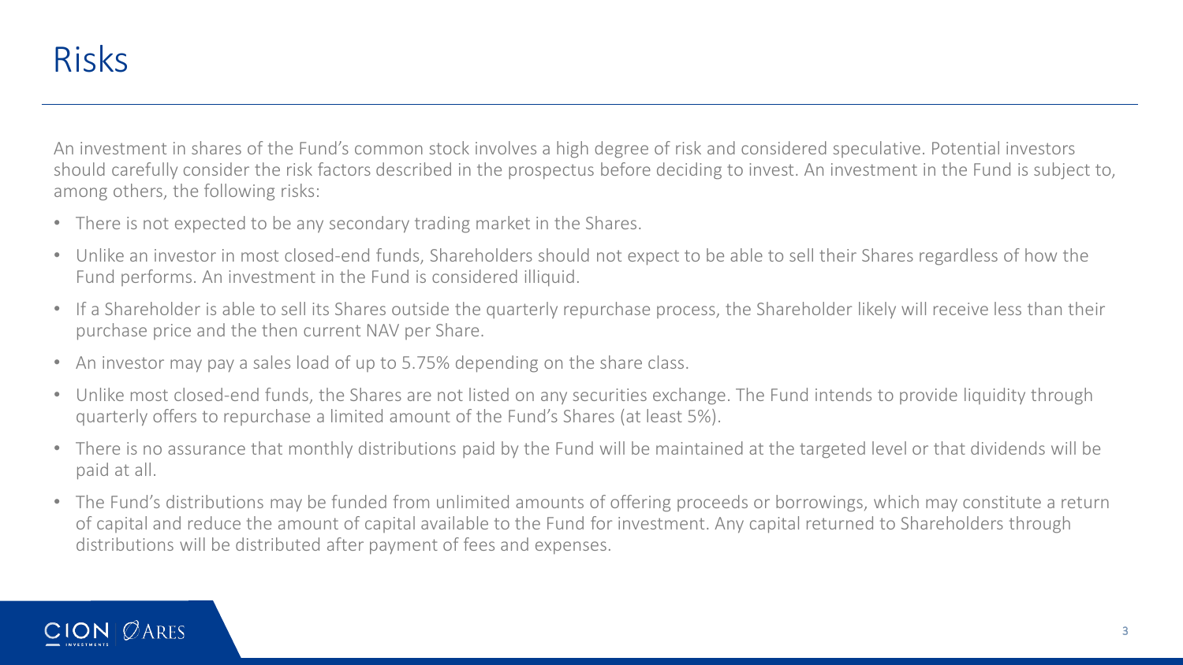# Risks

An investment in shares of the Fund's common stock involves a high degree of risk and considered speculative. Potential investors should carefully consider the risk factors described in the prospectus before deciding to invest. An investment in the Fund is subject to, among others, the following risks:

- There is not expected to be any secondary trading market in the Shares.
- Unlike an investor in most closed-end funds, Shareholders should not expect to be able to sell their Shares regardless of how the Fund performs. An investment in the Fund is considered illiquid.
- If a Shareholder is able to sell its Shares outside the quarterly repurchase process, the Shareholder likely will receive less than their purchase price and the then current NAV per Share.
- An investor may pay a sales load of up to 5.75% depending on the share class.
- Unlike most closed-end funds, the Shares are not listed on any securities exchange. The Fund intends to provide liquidity through quarterly offers to repurchase a limited amount of the Fund's Shares (at least 5%).
- There is no assurance that monthly distributions paid by the Fund will be maintained at the targeted level or that dividends will be paid at all.
- The Fund's distributions may be funded from unlimited amounts of offering proceeds or borrowings, which may constitute a return of capital and reduce the amount of capital available to the Fund for investment. Any capital returned to Shareholders through distributions will be distributed after payment of fees and expenses.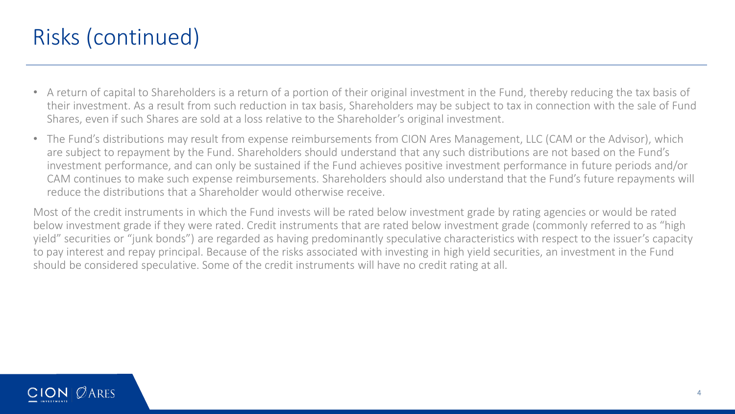# Risks (continued)

- A return of capital to Shareholders is a return of a portion of their original investment in the Fund, thereby reducing the tax basis of their investment. As a result from such reduction in tax basis, Shareholders may be subject to tax in connection with the sale of Fund Shares, even if such Shares are sold at a loss relative to the Shareholder's original investment.
- The Fund's distributions may result from expense reimbursements from CION Ares Management, LLC (CAM or the Advisor), which are subject to repayment by the Fund. Shareholders should understand that any such distributions are not based on the Fund's investment performance, and can only be sustained if the Fund achieves positive investment performance in future periods and/or CAM continues to make such expense reimbursements. Shareholders should also understand that the Fund's future repayments will reduce the distributions that a Shareholder would otherwise receive.

Most of the credit instruments in which the Fund invests will be rated below investment grade by rating agencies or would be rated below investment grade if they were rated. Credit instruments that are rated below investment grade (commonly referred to as "high yield" securities or "junk bonds") are regarded as having predominantly speculative characteristics with respect to the issuer's capacity to pay interest and repay principal. Because of the risks associated with investing in high yield securities, an investment in the Fund should be considered speculative. Some of the credit instruments will have no credit rating at all.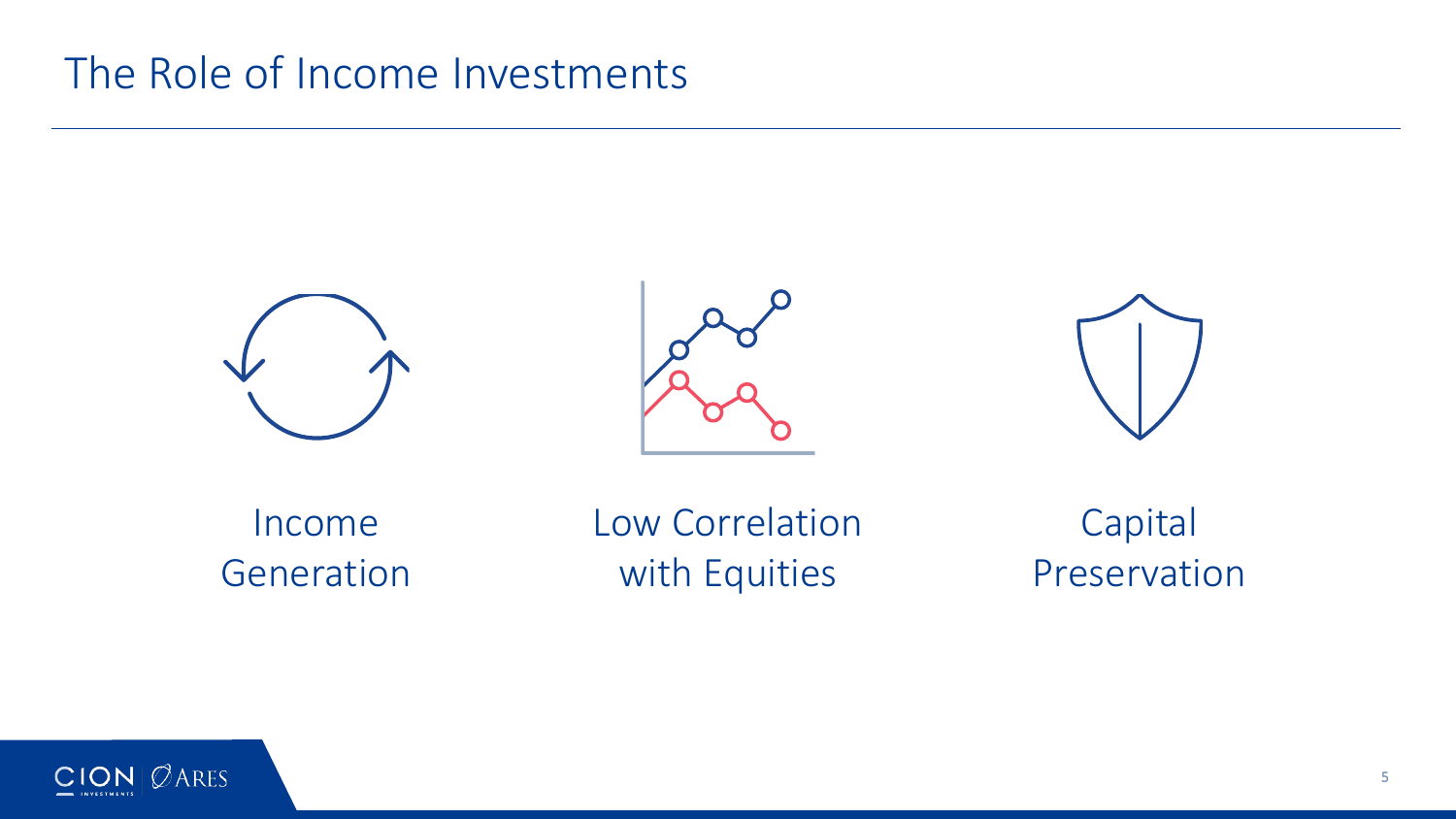# The Role of Income Investments

Income Generation

Low Correlation with Equities

Capital Preservation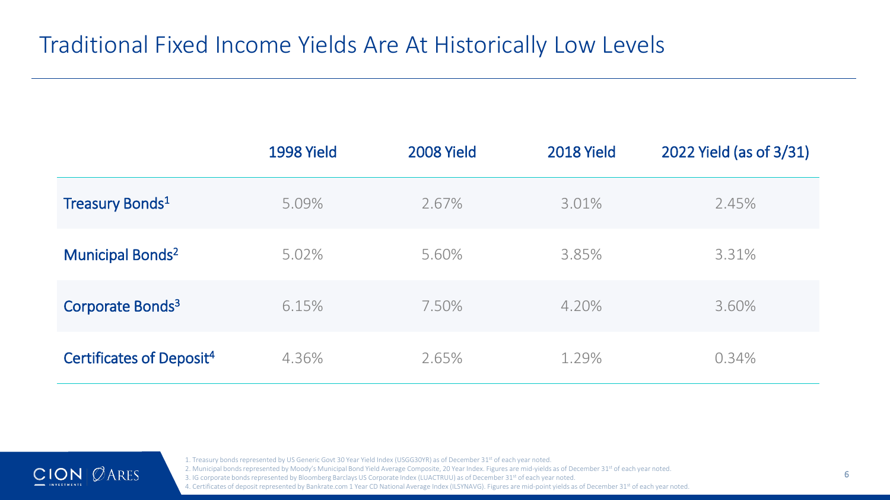# Traditional Fixed Income Yields Are At Historically Low Levels

| | 1998 Yield | 2008 Yield | 2018 Yield | 2022 Yield (as of 3/31) |
|---|---|---|---|---|
| Treasury Bonds[1] | 5.09% | 2.67% | 3.01% | 2.45% |
| Municipal Bonds[2] | 5.02% | 5.60% | 3.85% | 3.31% |
| Corporate Bonds[3] | 6.15% | 7.50% | 4.20% | 3.60% |
| Certificates of Deposit[4] | 4.36% | 2.65% | 1.29% | 0.34% |

1. Treasury bonds represented by US Generic Govt 30 Year Yield Index (USGG30YR) as of December 31st of each year noted.
2. Municipal bonds represented by Moody's Municipal Bond Yield Average Composite, 20 Year Index. Figures are mid-yields as of December 31st of each year noted.
3. IG corporate bonds represented by Bloomberg Barclays US Corporate Index (LUACTRUU) as of December 31st of each year noted.
4. Certificates of deposit represented by Bankrate.com 1 Year CD National Average Index (ILSYNAVG). Figures are mid-point yields as of December 31st of each year noted.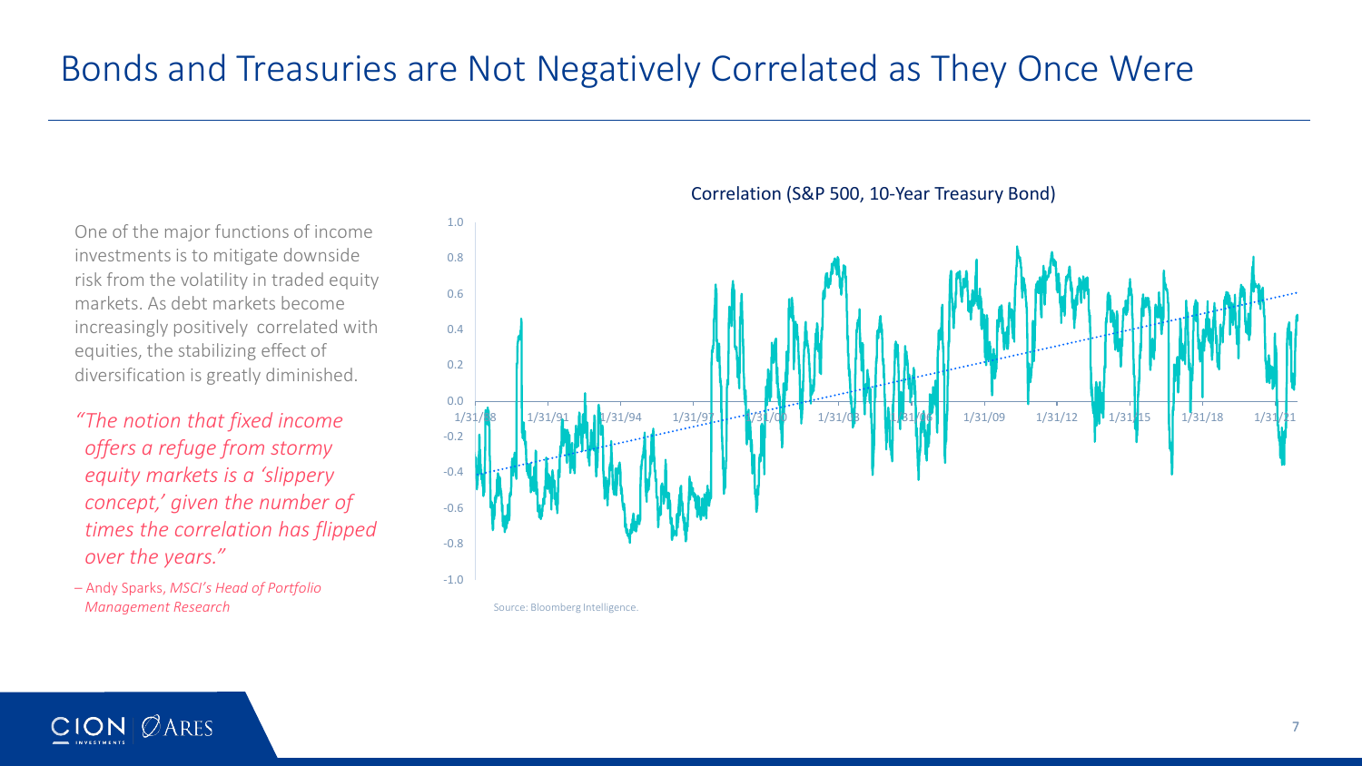# Bonds and Treasuries are Not Negatively Correlated as They Once Were

One of the major functions of income investments is to mitigate downside risk from the volatility in traded equity markets. As debt markets become increasingly positively correlated with equities, the stabilizing effect of diversification is greatly diminished.

*"The notion that fixed income offers a refuge from stormy equity markets is a 'slippery concept,' given the number of times the correlation has flipped over the years."*

– Andy Sparks, *MSCI's Head of Portfolio Management Research*

Correlation (S&P 500, 10-Year Treasury Bond)

Source: Bloomberg Intelligence.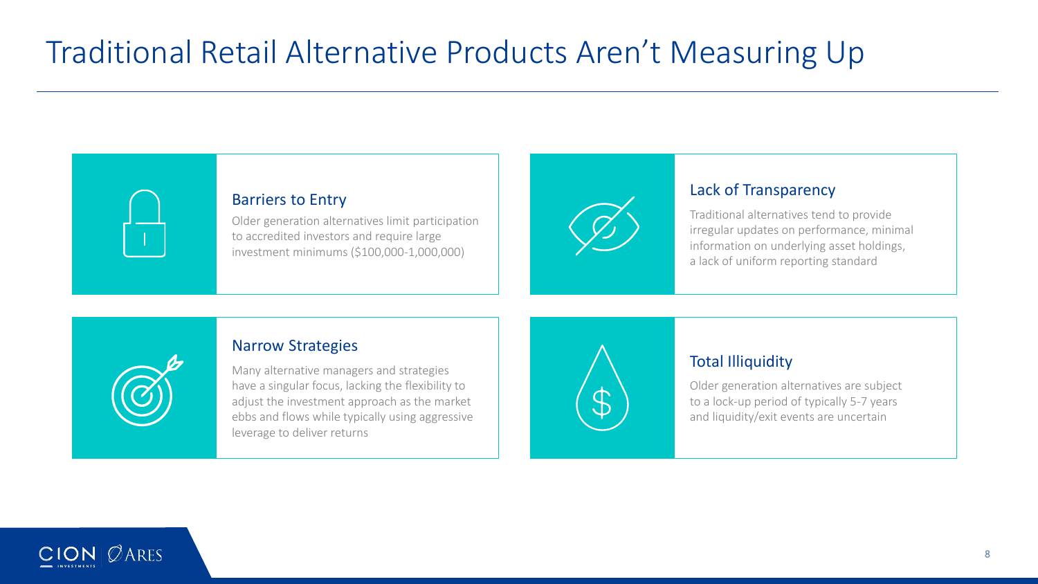# Traditional Retail Alternative Products Aren't Measuring Up

### Barriers to Entry

Older generation alternatives limit participation to accredited investors and require large investment minimums ($100,000-1,000,000)

### Lack of Transparency

Traditional alternatives tend to provide irregular updates on performance, minimal information on underlying asset holdings, a lack of uniform reporting standard

### Narrow Strategies

Many alternative managers and strategies have a singular focus, lacking the flexibility to adjust the investment approach as the market ebbs and flows while typically using aggressive leverage to deliver returns

### Total Illiquidity

Older generation alternatives are subject to a lock-up period of typically 5-7 years and liquidity/exit events are uncertain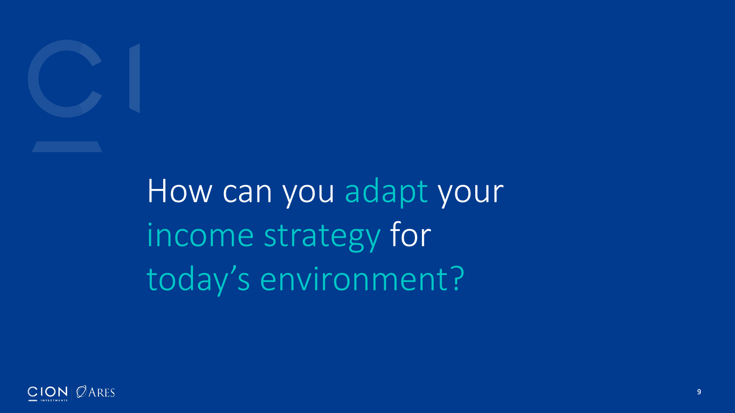# How can you adapt your income strategy for today's environment?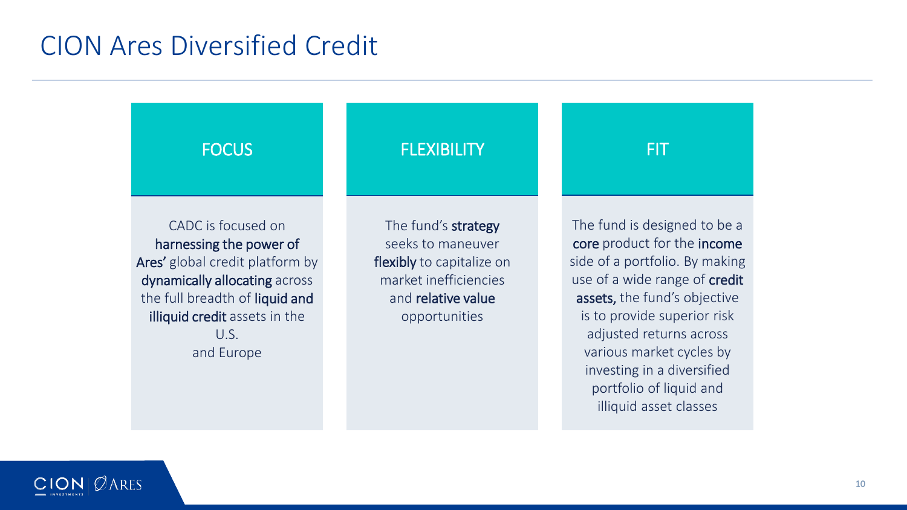# CION Ares Diversified Credit

### FOCUS

CADC is focused on **harnessing the power of Ares'** global credit platform by **dynamically allocating** across the full breadth of **liquid and illiquid credit** assets in the U.S. and Europe

### FLEXIBILITY

The fund's **strategy** seeks to maneuver **flexibly** to capitalize on market inefficiencies and **relative value** opportunities

### FIT

The fund is designed to be a **core** product for the **income** side of a portfolio. By making use of a wide range of **credit assets,** the fund's objective is to provide superior risk adjusted returns across various market cycles by investing in a diversified portfolio of liquid and illiquid asset classes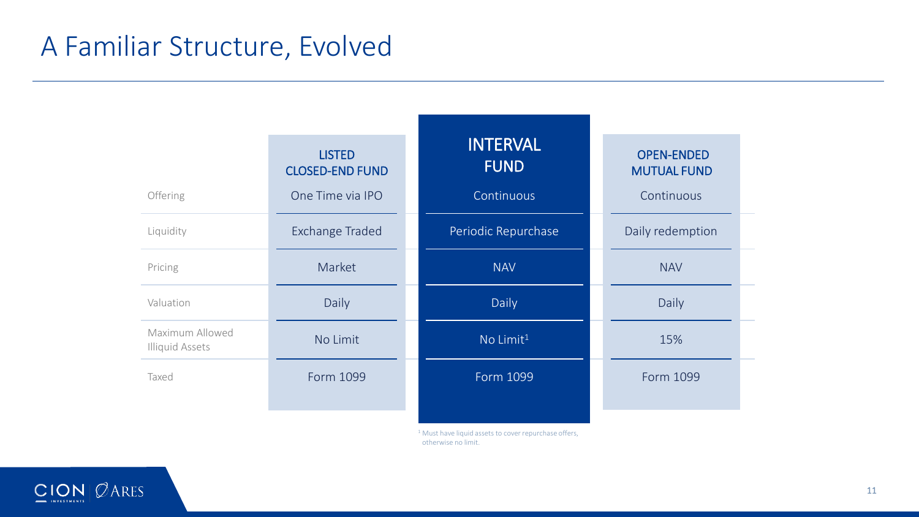# A Familiar Structure, Evolved

| | LISTED CLOSED-END FUND | INTERVAL FUND | OPEN-ENDED MUTUAL FUND |
|---|---|---|---|
| Offering | One Time via IPO | Continuous | Continuous |
| Liquidity | Exchange Traded | Periodic Repurchase | Daily redemption |
| Pricing | Market | NAV | NAV |
| Valuation | Daily | Daily | Daily |
| Maximum Allowed Illiquid Assets | No Limit | No Limit[1] | 15% |
| Taxed | Form 1099 | Form 1099 | Form 1099 |

[1] Must have liquid assets to cover repurchase offers, otherwise no limit.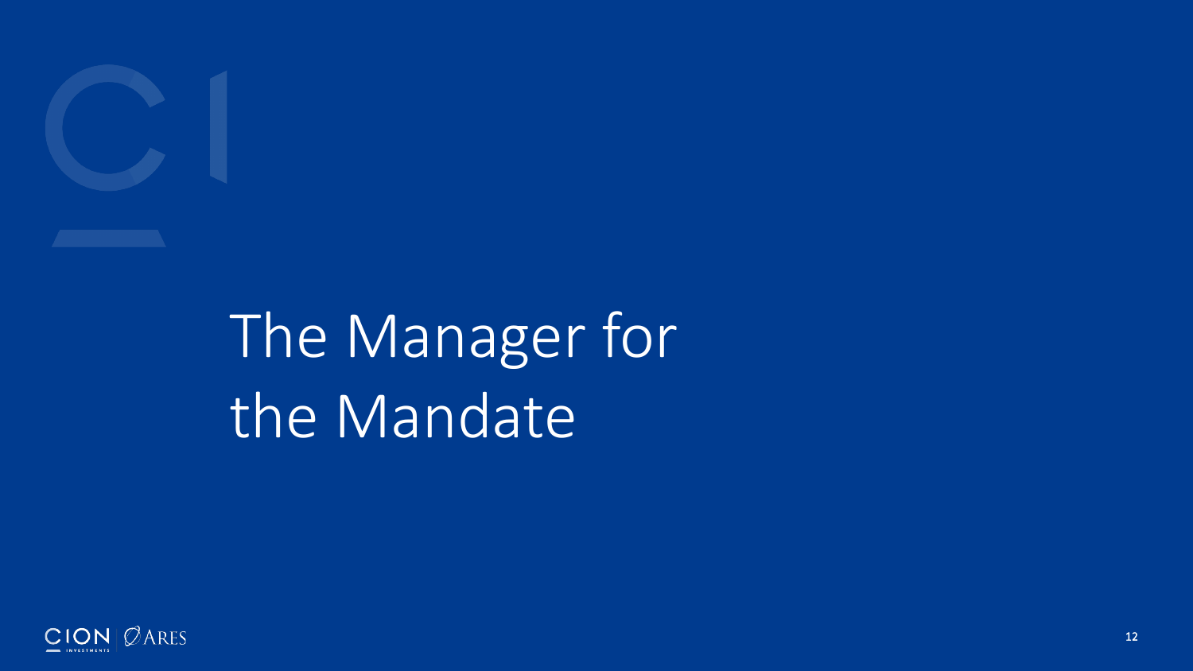# The Manager for the Mandate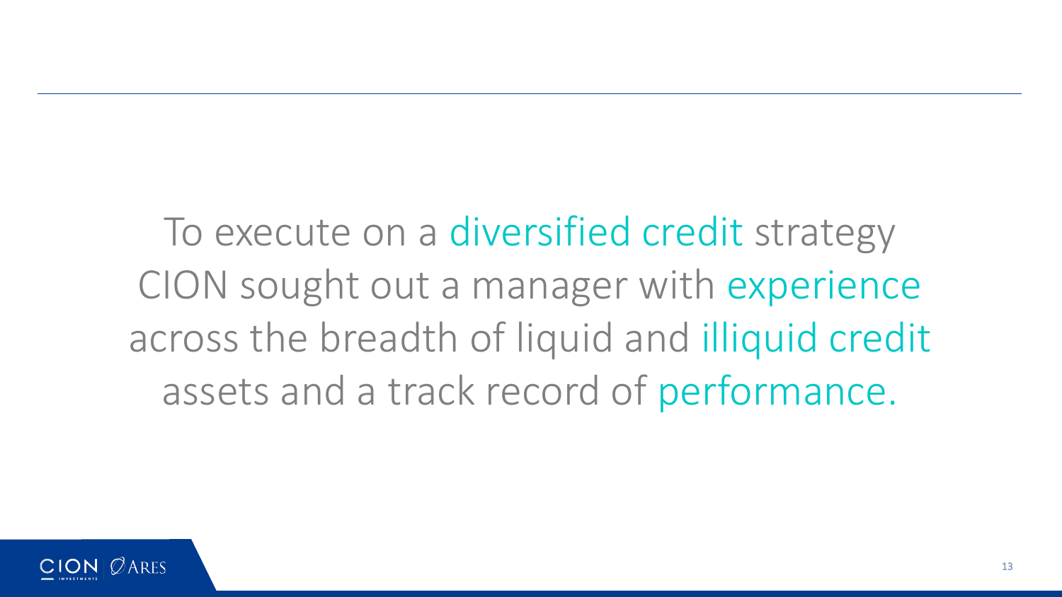To execute on a diversified credit strategy CION sought out a manager with experience across the breadth of liquid and illiquid credit assets and a track record of performance.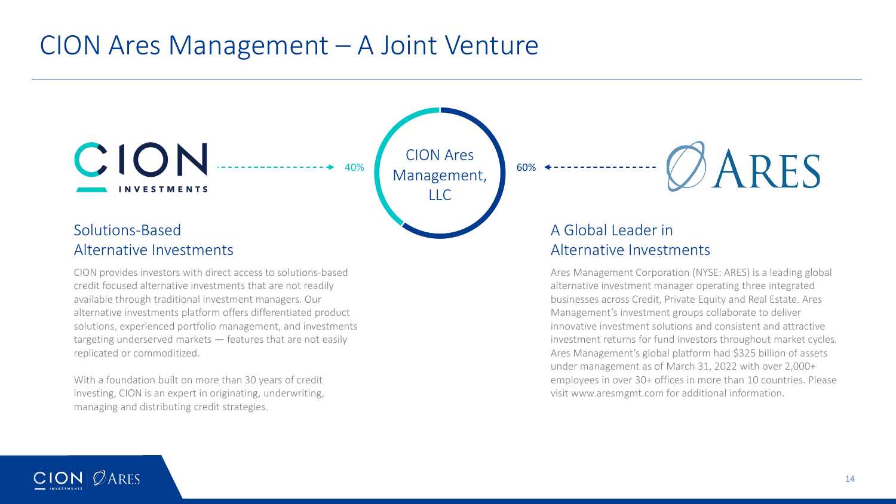# CION Ares Management – A Joint Venture

CION INVESTMENTS → 40% → **CION Ares Management, LLC** ← 60% ← ARES

## Solutions-Based Alternative Investments

CION provides investors with direct access to solutions-based credit focused alternative investments that are not readily available through traditional investment managers. Our alternative investments platform offers differentiated product solutions, experienced portfolio management, and investments targeting underserved markets — features that are not easily replicated or commoditized.

With a foundation built on more than 30 years of credit investing, CION is an expert in originating, underwriting, managing and distributing credit strategies.

## A Global Leader in Alternative Investments

Ares Management Corporation (NYSE: ARES) is a leading global alternative investment manager operating three integrated businesses across Credit, Private Equity and Real Estate. Ares Management's investment groups collaborate to deliver innovative investment solutions and consistent and attractive investment returns for fund investors throughout market cycles. Ares Management's global platform had $325 billion of assets under management as of March 31, 2022 with over 2,000+ employees in over 30+ offices in more than 10 countries. Please visit www.aresmgmt.com for additional information.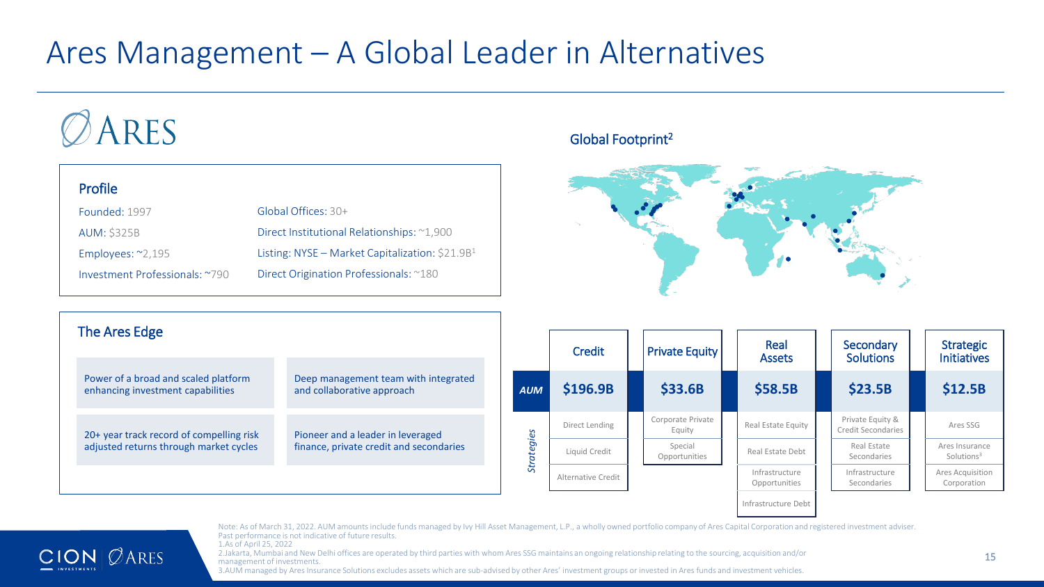# Ares Management – A Global Leader in Alternatives

ARES

## Profile

| | |
|---|---|
| Founded: 1997 | Global Offices: 30+ |
| AUM: $325B | Direct Institutional Relationships: ~1,900 |
| Employees: ~2,195 | Listing: NYSE – Market Capitalization: $21.9B[1] |
| Investment Professionals: ~790 | Direct Origination Professionals: ~180 |

## Global Footprint[2]

## The Ares Edge

- Power of a broad and scaled platform enhancing investment capabilities
- Deep management team with integrated and collaborative approach
- 20+ year track record of compelling risk adjusted returns through market cycles
- Pioneer and a leader in leveraged finance, private credit and secondaries

| | Credit | Private Equity | Real Assets | Secondary Solutions | Strategic Initiatives |
|---|---|---|---|---|---|
| *AUM* | **$196.9B** | **$33.6B** | **$58.5B** | **$23.5B** | **$12.5B** |
| *Strategies* | Direct Lending | Corporate Private Equity | Real Estate Equity | Private Equity & Credit Secondaries | Ares SSG |
| | Liquid Credit | Special Opportunities | Real Estate Debt | Real Estate Secondaries | Ares Insurance Solutions[3] |
| | Alternative Credit | | Infrastructure Opportunities | Infrastructure Secondaries | Ares Acquisition Corporation |
| | | | Infrastructure Debt | | |

Note: As of March 31, 2022. AUM amounts include funds managed by Ivy Hill Asset Management, L.P., a wholly owned portfolio company of Ares Capital Corporation and registered investment adviser. Past performance is not indicative of future results.

1.As of April 25, 2022

2.Jakarta, Mumbai and New Delhi offices are operated by third parties with whom Ares SSG maintains an ongoing relationship relating to the sourcing, acquisition and/or management of investments.

3.AUM managed by Ares Insurance Solutions excludes assets which are sub-advised by other Ares' investment groups or invested in Ares funds and investment vehicles.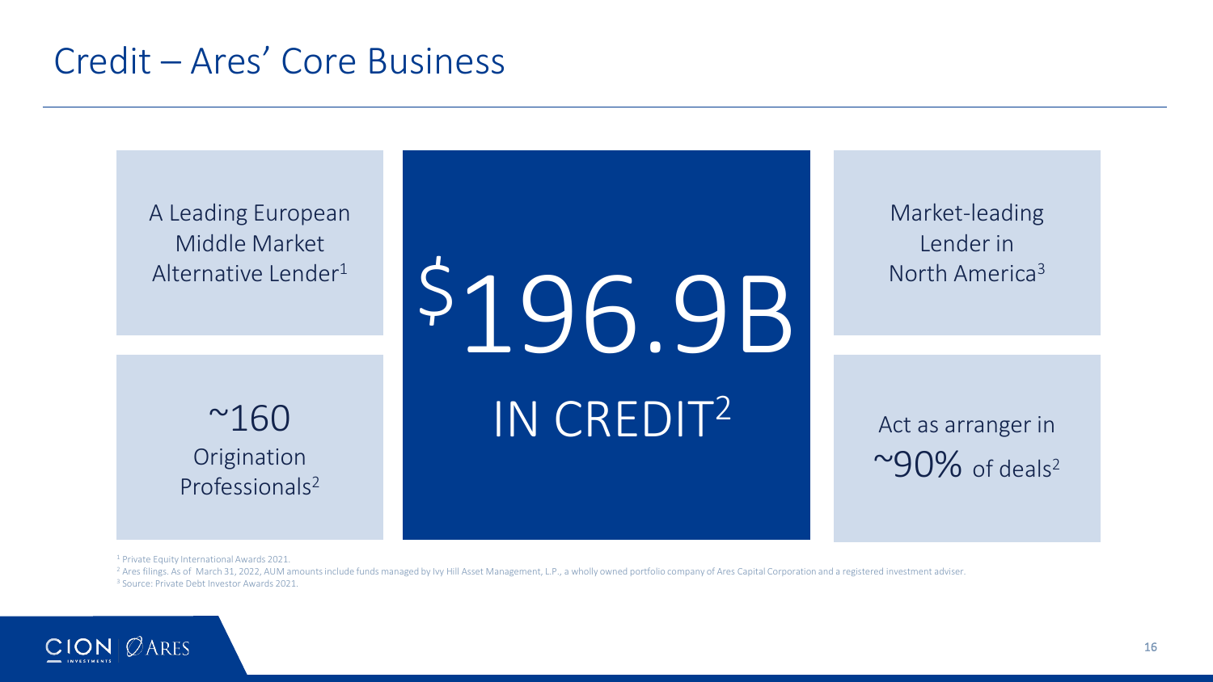# Credit – Ares' Core Business

A Leading European Middle Market Alternative Lender[1]

$196.9B

IN CREDIT[2]

Market-leading Lender in North America[3]

~160 Origination Professionals[2]

Act as arranger in ~90% of deals[2]

[1] Private Equity International Awards 2021.

[2] Ares filings. As of March 31, 2022, AUM amounts include funds managed by Ivy Hill Asset Management, L.P., a wholly owned portfolio company of Ares Capital Corporation and a registered investment adviser.

[3] Source: Private Debt Investor Awards 2021.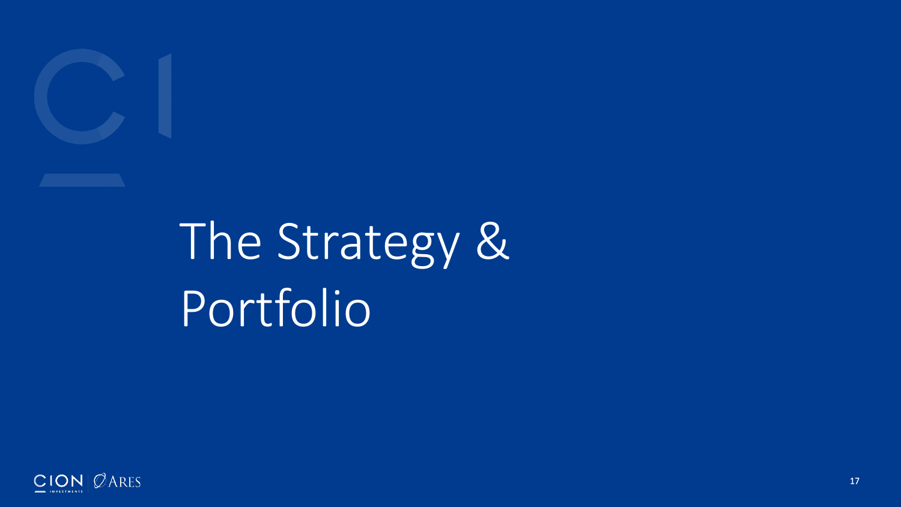# The Strategy & Portfolio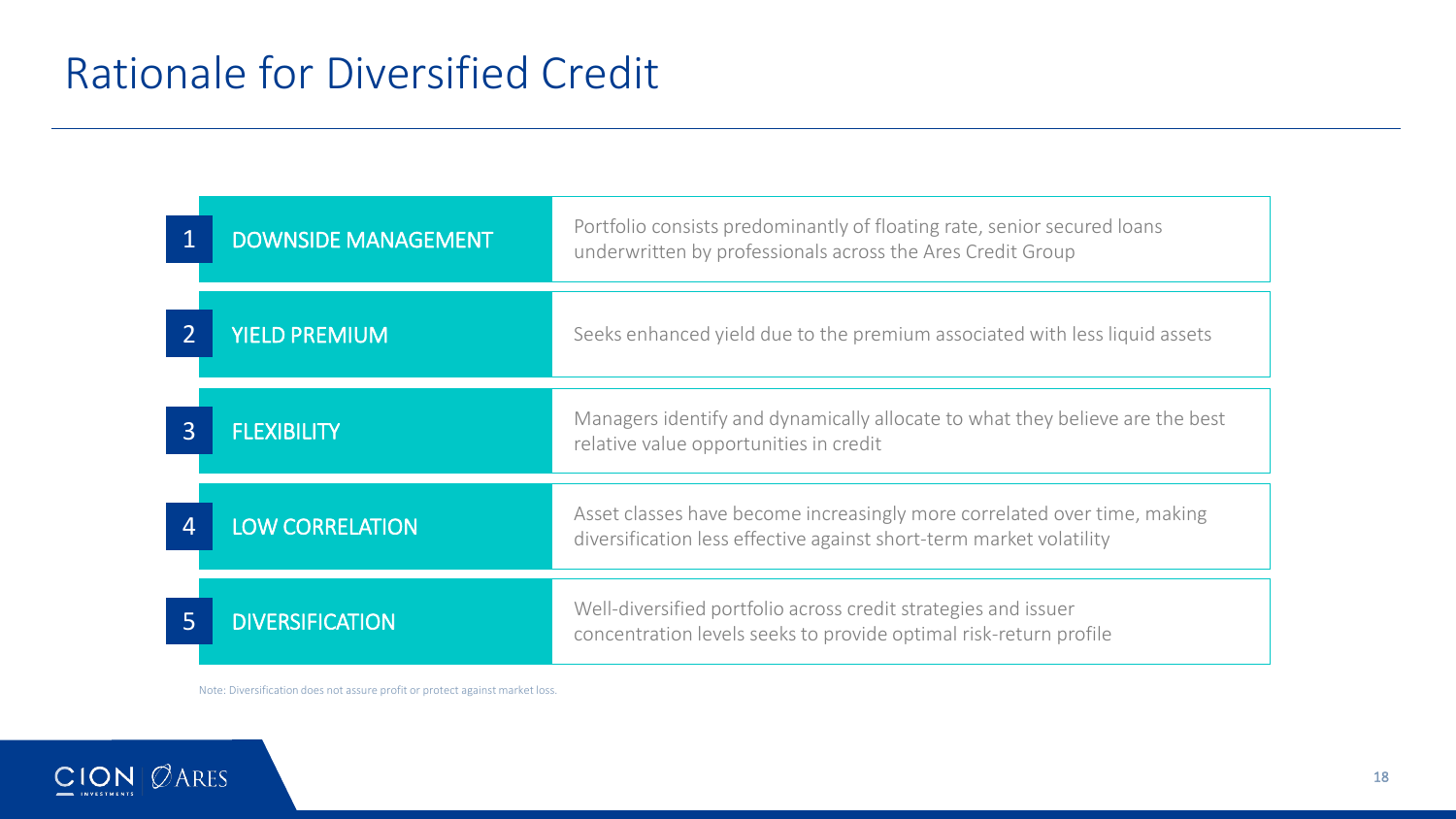# Rationale for Diversified Credit

| | | |
|---|---|---|
| 1 | DOWNSIDE MANAGEMENT | Portfolio consists predominantly of floating rate, senior secured loans underwritten by professionals across the Ares Credit Group |
| 2 | YIELD PREMIUM | Seeks enhanced yield due to the premium associated with less liquid assets |
| 3 | FLEXIBILITY | Managers identify and dynamically allocate to what they believe are the best relative value opportunities in credit |
| 4 | LOW CORRELATION | Asset classes have become increasingly more correlated over time, making diversification less effective against short-term market volatility |
| 5 | DIVERSIFICATION | Well-diversified portfolio across credit strategies and issuer concentration levels seeks to provide optimal risk-return profile |

Note: Diversification does not assure profit or protect against market loss.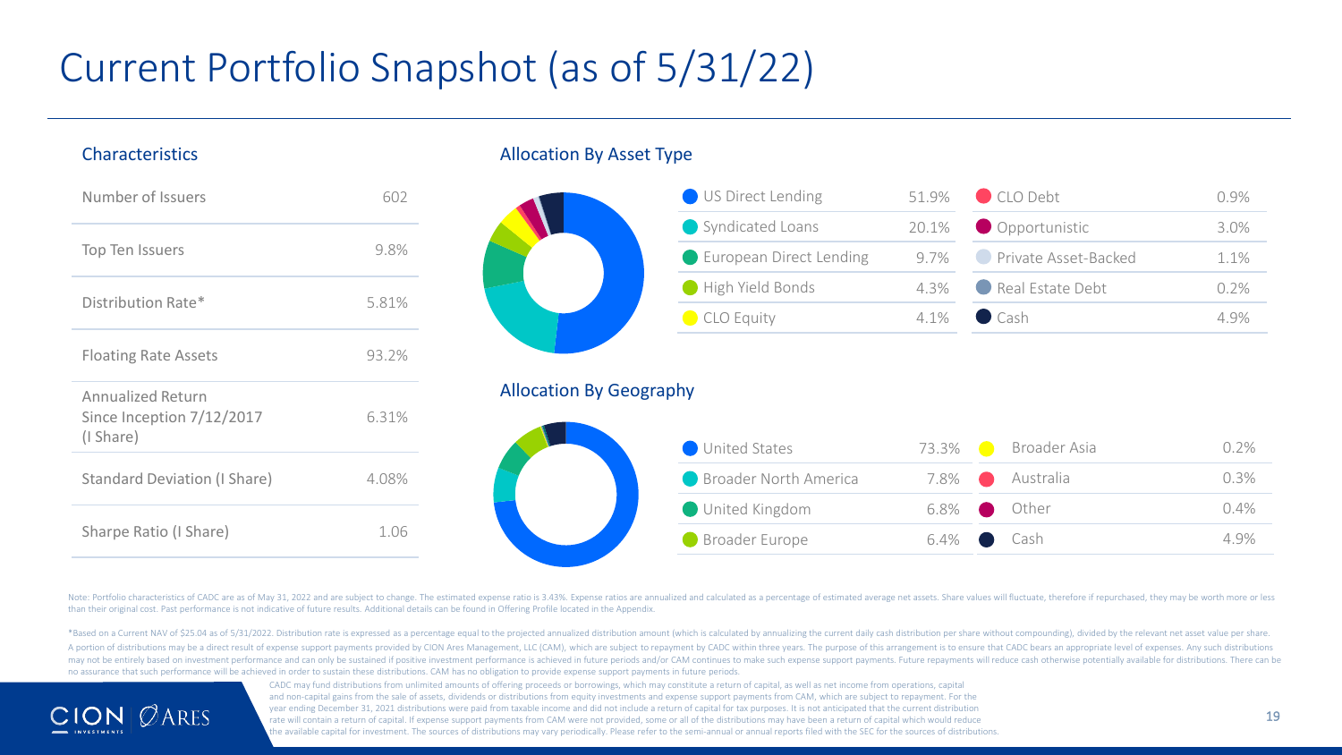# Current Portfolio Snapshot (as of 5/31/22)

## Characteristics

| Characteristic | Value |
|---|---|
| Number of Issuers | 602 |
| Top Ten Issuers | 9.8% |
| Distribution Rate* | 5.81% |
| Floating Rate Assets | 93.2% |
| Annualized Return Since Inception 7/12/2017 (I Share) | 6.31% |
| Standard Deviation (I Share) | 4.08% |
| Sharpe Ratio (I Share) | 1.06 |

## Allocation By Asset Type

| Asset Type | % | Asset Type | % |
|---|---|---|---|
| US Direct Lending | 51.9% | CLO Debt | 0.9% |
| Syndicated Loans | 20.1% | Opportunistic | 3.0% |
| European Direct Lending | 9.7% | Private Asset-Backed | 1.1% |
| High Yield Bonds | 4.3% | Real Estate Debt | 0.2% |
| CLO Equity | 4.1% | Cash | 4.9% |

## Allocation By Geography

| Geography | % | Geography | % |
|---|---|---|---|
| United States | 73.3% | Broader Asia | 0.2% |
| Broader North America | 7.8% | Australia | 0.3% |
| United Kingdom | 6.8% | Other | 0.4% |
| Broader Europe | 6.4% | Cash | 4.9% |

Note: Portfolio characteristics of CADC are as of May 31, 2022 and are subject to change. The estimated expense ratio is 3.43%. Expense ratios are annualized and calculated as a percentage of estimated average net assets. Share values will fluctuate, therefore if repurchased, they may be worth more or less than their original cost. Past performance is not indicative of future results. Additional details can be found in Offering Profile located in the Appendix.

*Based on a Current NAV of $25.04 as of 5/31/2022. Distribution rate is expressed as a percentage equal to the projected annualized distribution amount (which is calculated by annualizing the current daily cash distribution per share without compounding), divided by the relevant net asset value per share. A portion of distributions may be a direct result of expense support payments provided by CION Ares Management, LLC (CAM), which are subject to repayment by CADC within three years. The purpose of this arrangement is to ensure that CADC bears an appropriate level of expenses. Any such distributions may not be entirely based on investment performance and can only be sustained if positive investment performance is achieved in future periods and/or CAM continues to make such expense support payments. Future repayments will reduce cash otherwise potentially available for distributions. There can be no assurance that such performance will be achieved in order to sustain these distributions. CAM has no obligation to provide expense support payments in future periods.

CADC may fund distributions from unlimited amounts of offering proceeds or borrowings, which may constitute a return of capital, as well as net income from operations, capital and non-capital gains from the sale of assets, dividends or distributions from equity investments and expense support payments from CAM, which are subject to repayment. For the year ending December 31, 2021 distributions were paid from taxable income and did not include a return of capital for tax purposes. It is not anticipated that the current distribution rate will contain a return of capital. If expense support payments from CAM were not provided, some or all of the distributions may have been a return of capital which would reduce the available capital for investment. The sources of distributions may vary periodically. Please refer to the semi-annual or annual reports filed with the SEC for the sources of distributions.

CION INVESTMENTS | ARES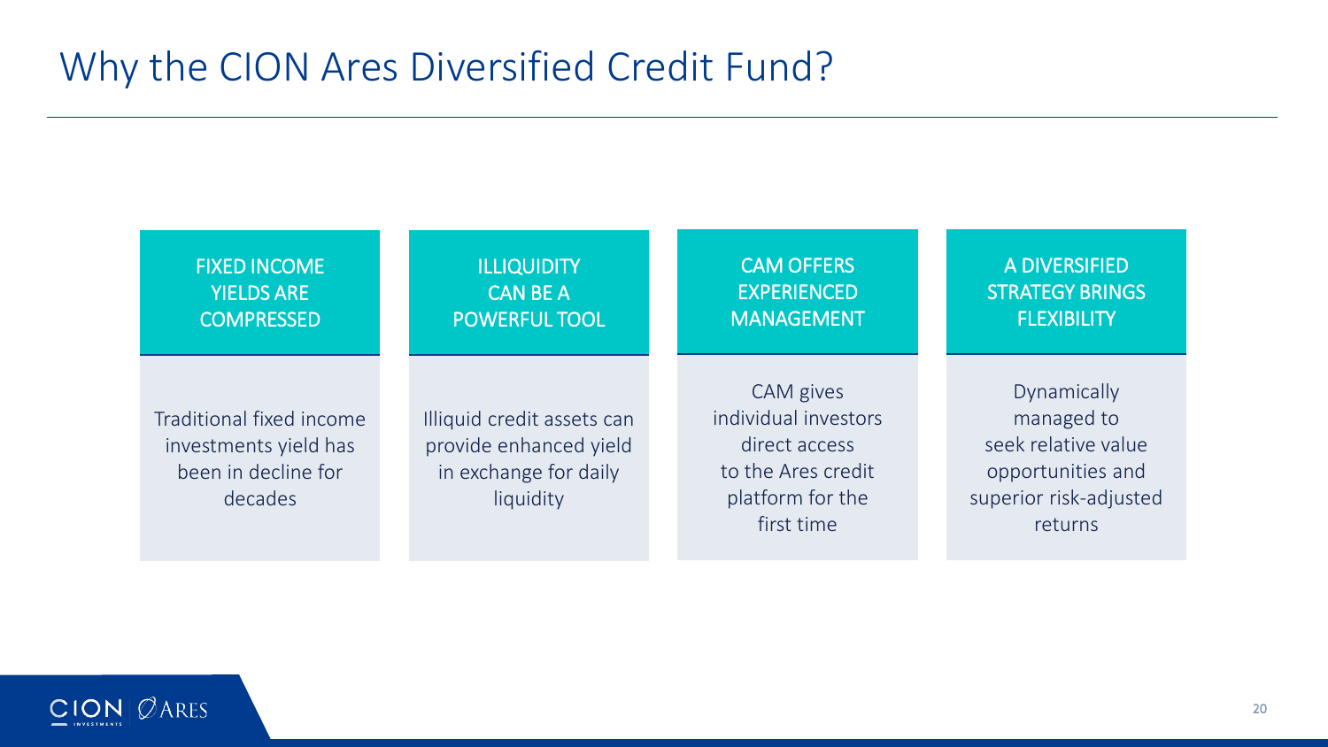# Why the CION Ares Diversified Credit Fund?

| FIXED INCOME YIELDS ARE COMPRESSED | ILLIQUIDITY CAN BE A POWERFUL TOOL | CAM OFFERS EXPERIENCED MANAGEMENT | A DIVERSIFIED STRATEGY BRINGS FLEXIBILITY |
| --- | --- | --- | --- |
| Traditional fixed income investments yield has been in decline for decades | Illiquid credit assets can provide enhanced yield in exchange for daily liquidity | CAM gives individual investors direct access to the Ares credit platform for the first time | Dynamically managed to seek relative value opportunities and superior risk-adjusted returns |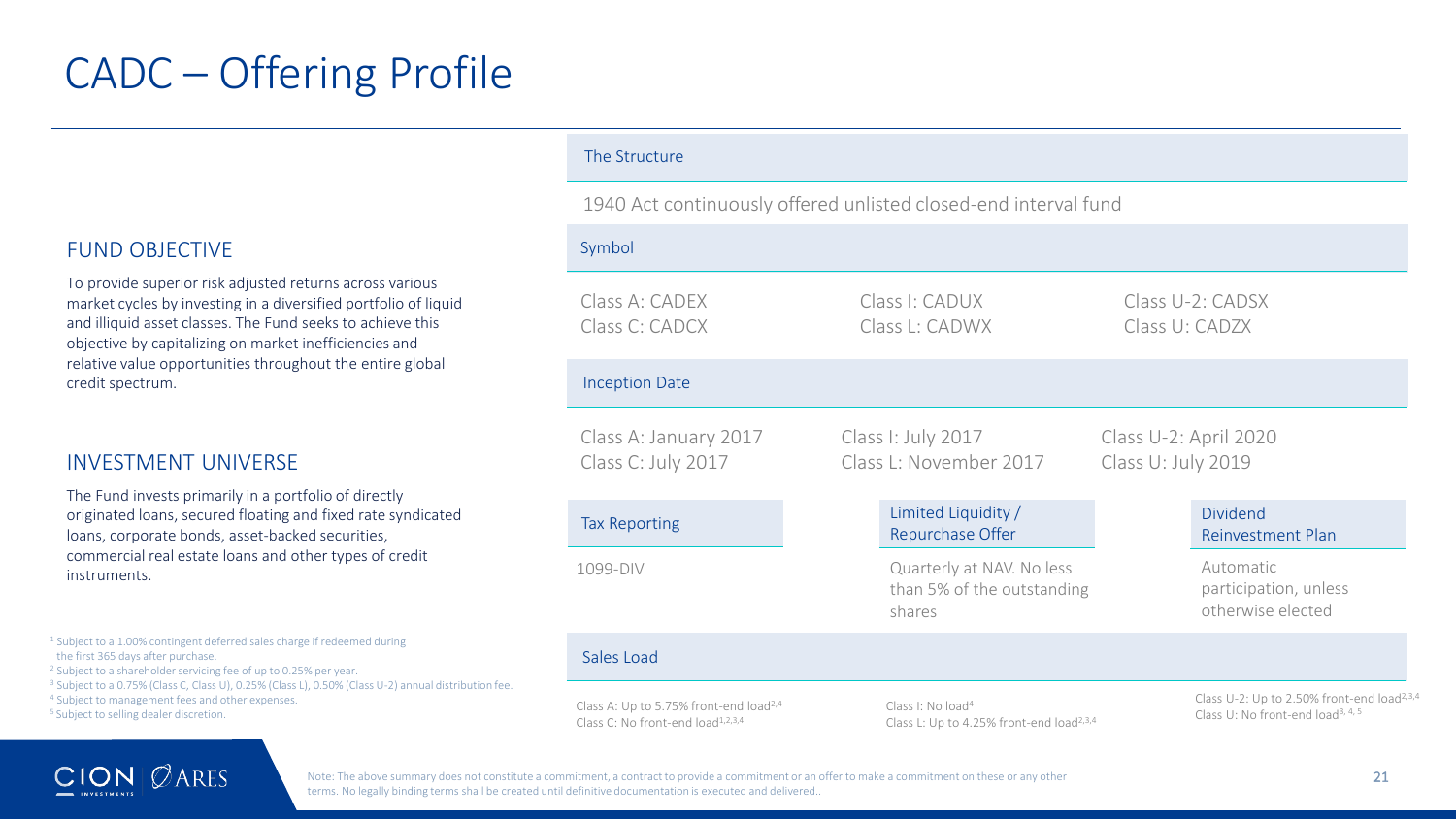# CADC – Offering Profile

## FUND OBJECTIVE

To provide superior risk adjusted returns across various market cycles by investing in a diversified portfolio of liquid and illiquid asset classes. The Fund seeks to achieve this objective by capitalizing on market inefficiencies and relative value opportunities throughout the entire global credit spectrum.

## INVESTMENT UNIVERSE

The Fund invests primarily in a portfolio of directly originated loans, secured floating and fixed rate syndicated loans, corporate bonds, asset-backed securities, commercial real estate loans and other types of credit instruments.

### The Structure

1940 Act continuously offered unlisted closed-end interval fund

### Symbol

| | | |
|---|---|---|
| Class A: CADEX | Class I: CADUX | Class U-2: CADSX |
| Class C: CADCX | Class L: CADWX | Class U: CADZX |

### Inception Date

| | | |
|---|---|---|
| Class A: January 2017 | Class I: July 2017 | Class U-2: April 2020 |
| Class C: July 2017 | Class L: November 2017 | Class U: July 2019 |

| Tax Reporting | Limited Liquidity / Repurchase Offer | Dividend Reinvestment Plan |
|---|---|---|
| 1099-DIV | Quarterly at NAV. No less than 5% of the outstanding shares | Automatic participation, unless otherwise elected |

### Sales Load

| | | |
|---|---|---|
| Class A: Up to 5.75% front-end load[2,4] | Class I: No load[4] | Class U-2: Up to 2.50% front-end load[2,3,4] |
| Class C: No front-end load[1,2,3,4] | Class L: Up to 4.25% front-end load[2,3,4] | Class U: No front-end load[3,4,5] |

[1] Subject to a 1.00% contingent deferred sales charge if redeemed during the first 365 days after purchase.
[2] Subject to a shareholder servicing fee of up to 0.25% per year.
[3] Subject to a 0.75% (Class C, Class U), 0.25% (Class L), 0.50% (Class U-2) annual distribution fee.
[4] Subject to management fees and other expenses.
[5] Subject to selling dealer discretion.

Note: The above summary does not constitute a commitment, a contract to provide a commitment or an offer to make a commitment on these or any other terms. No legally binding terms shall be created until definitive documentation is executed and delivered..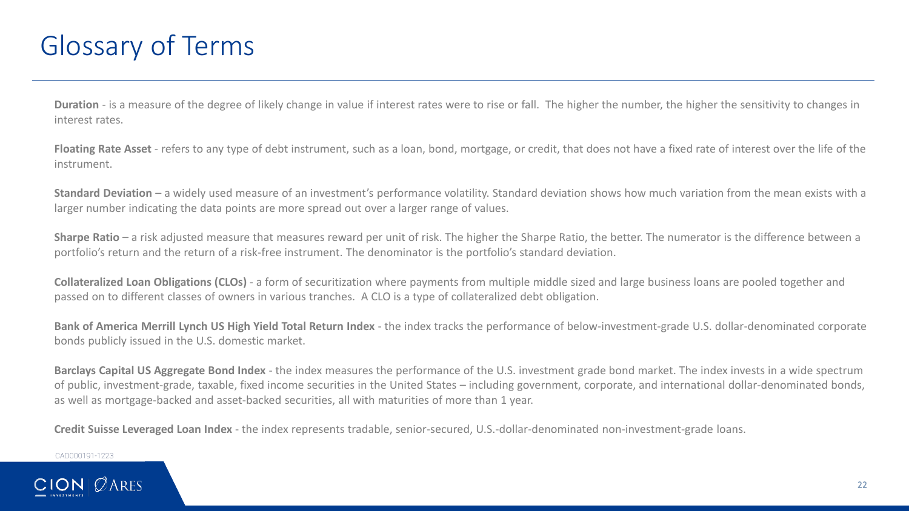# Glossary of Terms

**Duration** - is a measure of the degree of likely change in value if interest rates were to rise or fall. The higher the number, the higher the sensitivity to changes in interest rates.

**Floating Rate Asset** - refers to any type of debt instrument, such as a loan, bond, mortgage, or credit, that does not have a fixed rate of interest over the life of the instrument.

**Standard Deviation** – a widely used measure of an investment's performance volatility. Standard deviation shows how much variation from the mean exists with a larger number indicating the data points are more spread out over a larger range of values.

**Sharpe Ratio** – a risk adjusted measure that measures reward per unit of risk. The higher the Sharpe Ratio, the better. The numerator is the difference between a portfolio's return and the return of a risk-free instrument. The denominator is the portfolio's standard deviation.

**Collateralized Loan Obligations (CLOs)** - a form of securitization where payments from multiple middle sized and large business loans are pooled together and passed on to different classes of owners in various tranches. A CLO is a type of collateralized debt obligation.

**Bank of America Merrill Lynch US High Yield Total Return Index** - the index tracks the performance of below-investment-grade U.S. dollar-denominated corporate bonds publicly issued in the U.S. domestic market.

**Barclays Capital US Aggregate Bond Index** - the index measures the performance of the U.S. investment grade bond market. The index invests in a wide spectrum of public, investment-grade, taxable, fixed income securities in the United States – including government, corporate, and international dollar-denominated bonds, as well as mortgage-backed and asset-backed securities, all with maturities of more than 1 year.

**Credit Suisse Leveraged Loan Index** - the index represents tradable, senior-secured, U.S.-dollar-denominated non-investment-grade loans.

CAD000191-1223